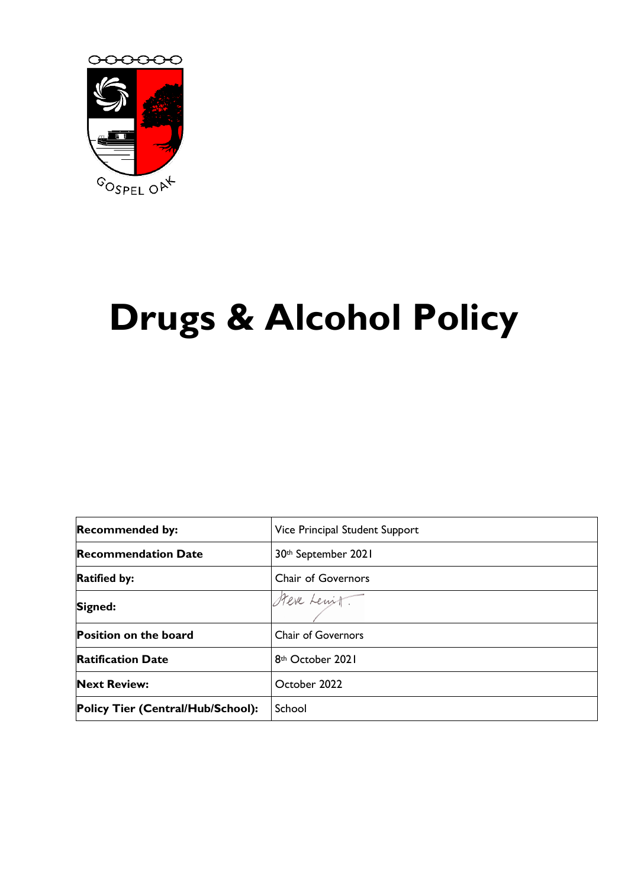GOSPEL OAK

# Drugs & Alcohol Policy

| | |
|---|---|
| **Recommended by:** | Vice Principal Student Support |
| **Recommendation Date** | 30th September 2021 |
| **Ratified by:** | Chair of Governors |
| **Signed:** | Steve Lewitt |
| **Position on the board** | Chair of Governors |
| **Ratification Date** | 8th October 2021 |
| **Next Review:** | October 2022 |
| **Policy Tier (Central/Hub/School):** | School |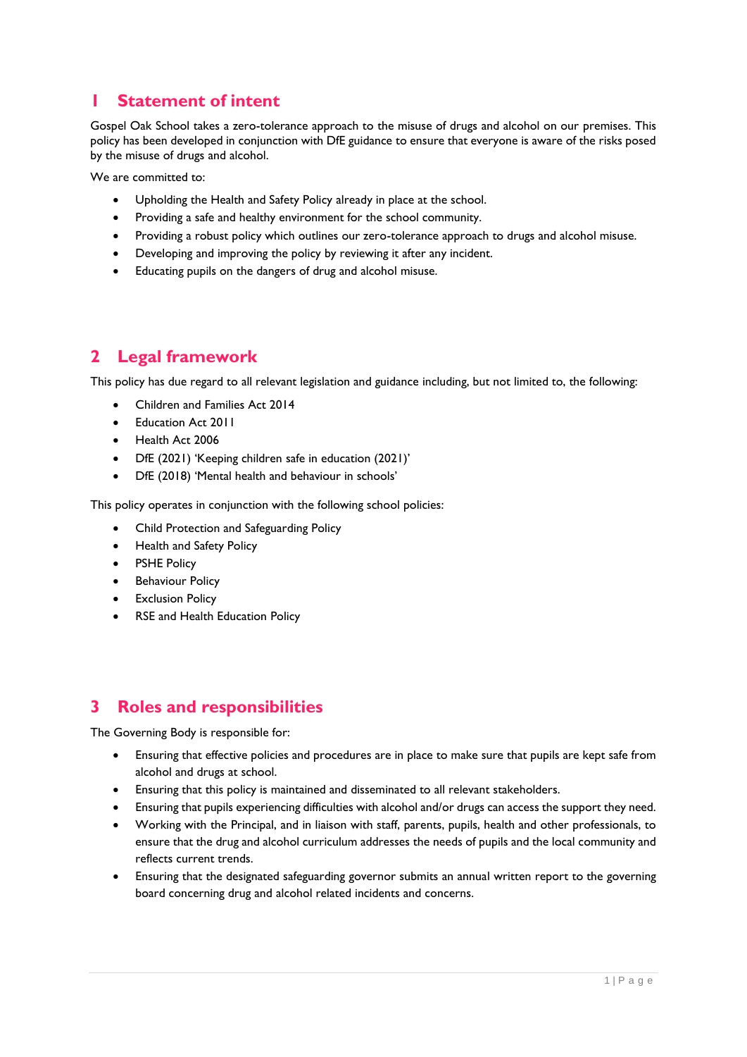# 1 Statement of intent

Gospel Oak School takes a zero-tolerance approach to the misuse of drugs and alcohol on our premises. This policy has been developed in conjunction with DfE guidance to ensure that everyone is aware of the risks posed by the misuse of drugs and alcohol.

We are committed to:

- Upholding the Health and Safety Policy already in place at the school.
- Providing a safe and healthy environment for the school community.
- Providing a robust policy which outlines our zero-tolerance approach to drugs and alcohol misuse.
- Developing and improving the policy by reviewing it after any incident.
- Educating pupils on the dangers of drug and alcohol misuse.

# 2 Legal framework

This policy has due regard to all relevant legislation and guidance including, but not limited to, the following:

- Children and Families Act 2014
- Education Act 2011
- Health Act 2006
- DfE (2021) 'Keeping children safe in education (2021)'
- DfE (2018) 'Mental health and behaviour in schools'

This policy operates in conjunction with the following school policies:

- Child Protection and Safeguarding Policy
- Health and Safety Policy
- PSHE Policy
- Behaviour Policy
- Exclusion Policy
- RSE and Health Education Policy

# 3 Roles and responsibilities

The Governing Body is responsible for:

- Ensuring that effective policies and procedures are in place to make sure that pupils are kept safe from alcohol and drugs at school.
- Ensuring that this policy is maintained and disseminated to all relevant stakeholders.
- Ensuring that pupils experiencing difficulties with alcohol and/or drugs can access the support they need.
- Working with the Principal, and in liaison with staff, parents, pupils, health and other professionals, to ensure that the drug and alcohol curriculum addresses the needs of pupils and the local community and reflects current trends.
- Ensuring that the designated safeguarding governor submits an annual written report to the governing board concerning drug and alcohol related incidents and concerns.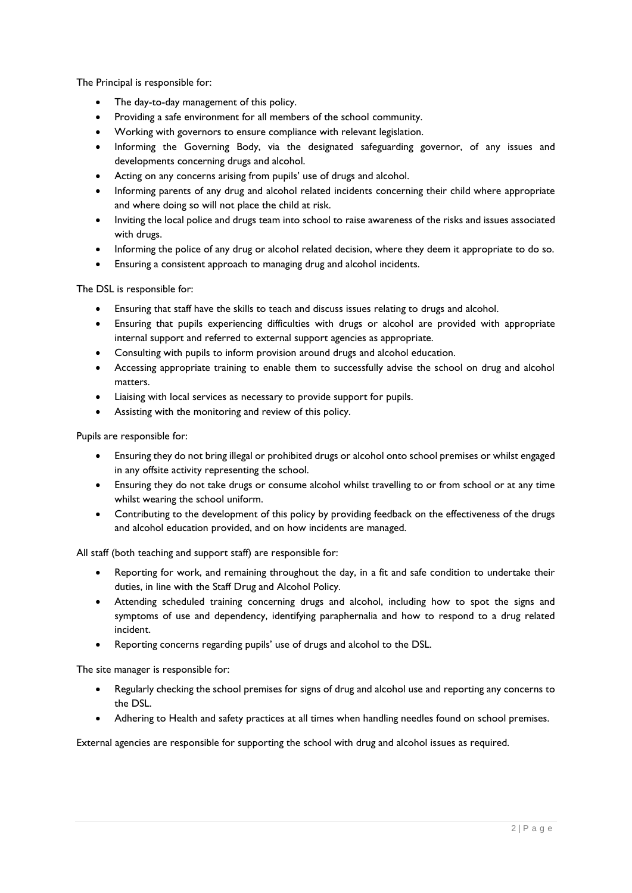The Principal is responsible for:

- The day-to-day management of this policy.
- Providing a safe environment for all members of the school community.
- Working with governors to ensure compliance with relevant legislation.
- Informing the Governing Body, via the designated safeguarding governor, of any issues and developments concerning drugs and alcohol.
- Acting on any concerns arising from pupils' use of drugs and alcohol.
- Informing parents of any drug and alcohol related incidents concerning their child where appropriate and where doing so will not place the child at risk.
- Inviting the local police and drugs team into school to raise awareness of the risks and issues associated with drugs.
- Informing the police of any drug or alcohol related decision, where they deem it appropriate to do so.
- Ensuring a consistent approach to managing drug and alcohol incidents.

The DSL is responsible for:

- Ensuring that staff have the skills to teach and discuss issues relating to drugs and alcohol.
- Ensuring that pupils experiencing difficulties with drugs or alcohol are provided with appropriate internal support and referred to external support agencies as appropriate.
- Consulting with pupils to inform provision around drugs and alcohol education.
- Accessing appropriate training to enable them to successfully advise the school on drug and alcohol matters.
- Liaising with local services as necessary to provide support for pupils.
- Assisting with the monitoring and review of this policy.

Pupils are responsible for:

- Ensuring they do not bring illegal or prohibited drugs or alcohol onto school premises or whilst engaged in any offsite activity representing the school.
- Ensuring they do not take drugs or consume alcohol whilst travelling to or from school or at any time whilst wearing the school uniform.
- Contributing to the development of this policy by providing feedback on the effectiveness of the drugs and alcohol education provided, and on how incidents are managed.

All staff (both teaching and support staff) are responsible for:

- Reporting for work, and remaining throughout the day, in a fit and safe condition to undertake their duties, in line with the Staff Drug and Alcohol Policy.
- Attending scheduled training concerning drugs and alcohol, including how to spot the signs and symptoms of use and dependency, identifying paraphernalia and how to respond to a drug related incident.
- Reporting concerns regarding pupils' use of drugs and alcohol to the DSL.

The site manager is responsible for:

- Regularly checking the school premises for signs of drug and alcohol use and reporting any concerns to the DSL.
- Adhering to Health and safety practices at all times when handling needles found on school premises.

External agencies are responsible for supporting the school with drug and alcohol issues as required.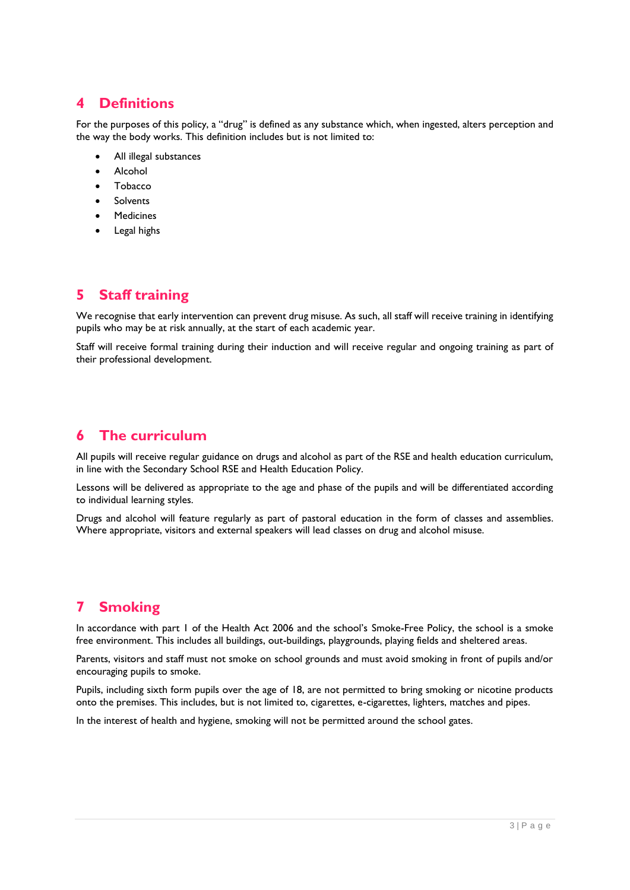## 4 Definitions

For the purposes of this policy, a "drug" is defined as any substance which, when ingested, alters perception and the way the body works. This definition includes but is not limited to:

- All illegal substances
- Alcohol
- Tobacco
- Solvents
- Medicines
- Legal highs

## 5 Staff training

We recognise that early intervention can prevent drug misuse. As such, all staff will receive training in identifying pupils who may be at risk annually, at the start of each academic year.

Staff will receive formal training during their induction and will receive regular and ongoing training as part of their professional development.

## 6 The curriculum

All pupils will receive regular guidance on drugs and alcohol as part of the RSE and health education curriculum, in line with the Secondary School RSE and Health Education Policy.

Lessons will be delivered as appropriate to the age and phase of the pupils and will be differentiated according to individual learning styles.

Drugs and alcohol will feature regularly as part of pastoral education in the form of classes and assemblies. Where appropriate, visitors and external speakers will lead classes on drug and alcohol misuse.

## 7 Smoking

In accordance with part 1 of the Health Act 2006 and the school's Smoke-Free Policy, the school is a smoke free environment. This includes all buildings, out-buildings, playgrounds, playing fields and sheltered areas.

Parents, visitors and staff must not smoke on school grounds and must avoid smoking in front of pupils and/or encouraging pupils to smoke.

Pupils, including sixth form pupils over the age of 18, are not permitted to bring smoking or nicotine products onto the premises. This includes, but is not limited to, cigarettes, e-cigarettes, lighters, matches and pipes.

In the interest of health and hygiene, smoking will not be permitted around the school gates.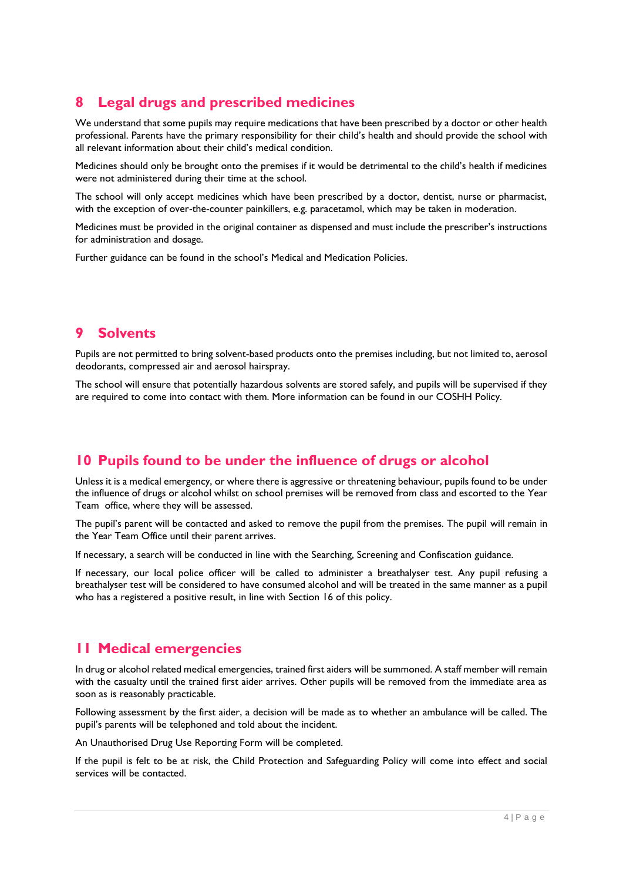## 8 Legal drugs and prescribed medicines

We understand that some pupils may require medications that have been prescribed by a doctor or other health professional. Parents have the primary responsibility for their child's health and should provide the school with all relevant information about their child's medical condition.

Medicines should only be brought onto the premises if it would be detrimental to the child's health if medicines were not administered during their time at the school.

The school will only accept medicines which have been prescribed by a doctor, dentist, nurse or pharmacist, with the exception of over-the-counter painkillers, e.g. paracetamol, which may be taken in moderation.

Medicines must be provided in the original container as dispensed and must include the prescriber's instructions for administration and dosage.

Further guidance can be found in the school's Medical and Medication Policies.

## 9 Solvents

Pupils are not permitted to bring solvent-based products onto the premises including, but not limited to, aerosol deodorants, compressed air and aerosol hairspray.

The school will ensure that potentially hazardous solvents are stored safely, and pupils will be supervised if they are required to come into contact with them. More information can be found in our COSHH Policy.

## 10 Pupils found to be under the influence of drugs or alcohol

Unless it is a medical emergency, or where there is aggressive or threatening behaviour, pupils found to be under the influence of drugs or alcohol whilst on school premises will be removed from class and escorted to the Year Team office, where they will be assessed.

The pupil's parent will be contacted and asked to remove the pupil from the premises. The pupil will remain in the Year Team Office until their parent arrives.

If necessary, a search will be conducted in line with the Searching, Screening and Confiscation guidance.

If necessary, our local police officer will be called to administer a breathalyser test. Any pupil refusing a breathalyser test will be considered to have consumed alcohol and will be treated in the same manner as a pupil who has a registered a positive result, in line with Section 16 of this policy.

## 11 Medical emergencies

In drug or alcohol related medical emergencies, trained first aiders will be summoned. A staff member will remain with the casualty until the trained first aider arrives. Other pupils will be removed from the immediate area as soon as is reasonably practicable.

Following assessment by the first aider, a decision will be made as to whether an ambulance will be called. The pupil's parents will be telephoned and told about the incident.

An Unauthorised Drug Use Reporting Form will be completed.

If the pupil is felt to be at risk, the Child Protection and Safeguarding Policy will come into effect and social services will be contacted.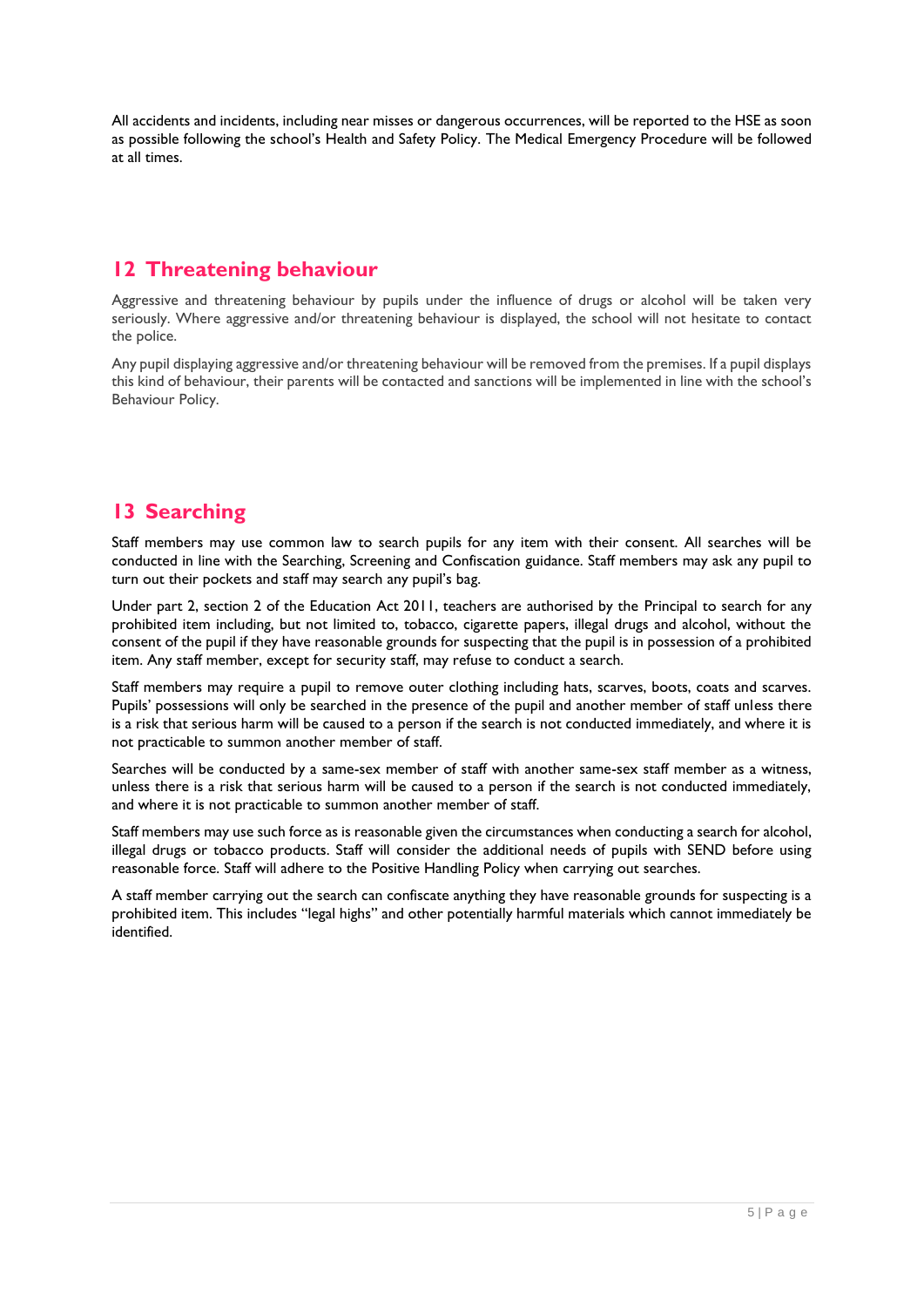All accidents and incidents, including near misses or dangerous occurrences, will be reported to the HSE as soon as possible following the school's Health and Safety Policy. The Medical Emergency Procedure will be followed at all times.

## 12 Threatening behaviour

Aggressive and threatening behaviour by pupils under the influence of drugs or alcohol will be taken very seriously. Where aggressive and/or threatening behaviour is displayed, the school will not hesitate to contact the police.

Any pupil displaying aggressive and/or threatening behaviour will be removed from the premises. If a pupil displays this kind of behaviour, their parents will be contacted and sanctions will be implemented in line with the school's Behaviour Policy.

## 13 Searching

Staff members may use common law to search pupils for any item with their consent. All searches will be conducted in line with the Searching, Screening and Confiscation guidance. Staff members may ask any pupil to turn out their pockets and staff may search any pupil's bag.

Under part 2, section 2 of the Education Act 2011, teachers are authorised by the Principal to search for any prohibited item including, but not limited to, tobacco, cigarette papers, illegal drugs and alcohol, without the consent of the pupil if they have reasonable grounds for suspecting that the pupil is in possession of a prohibited item. Any staff member, except for security staff, may refuse to conduct a search.

Staff members may require a pupil to remove outer clothing including hats, scarves, boots, coats and scarves. Pupils' possessions will only be searched in the presence of the pupil and another member of staff unless there is a risk that serious harm will be caused to a person if the search is not conducted immediately, and where it is not practicable to summon another member of staff.

Searches will be conducted by a same-sex member of staff with another same-sex staff member as a witness, unless there is a risk that serious harm will be caused to a person if the search is not conducted immediately, and where it is not practicable to summon another member of staff.

Staff members may use such force as is reasonable given the circumstances when conducting a search for alcohol, illegal drugs or tobacco products. Staff will consider the additional needs of pupils with SEND before using reasonable force. Staff will adhere to the Positive Handling Policy when carrying out searches.

A staff member carrying out the search can confiscate anything they have reasonable grounds for suspecting is a prohibited item. This includes "legal highs" and other potentially harmful materials which cannot immediately be identified.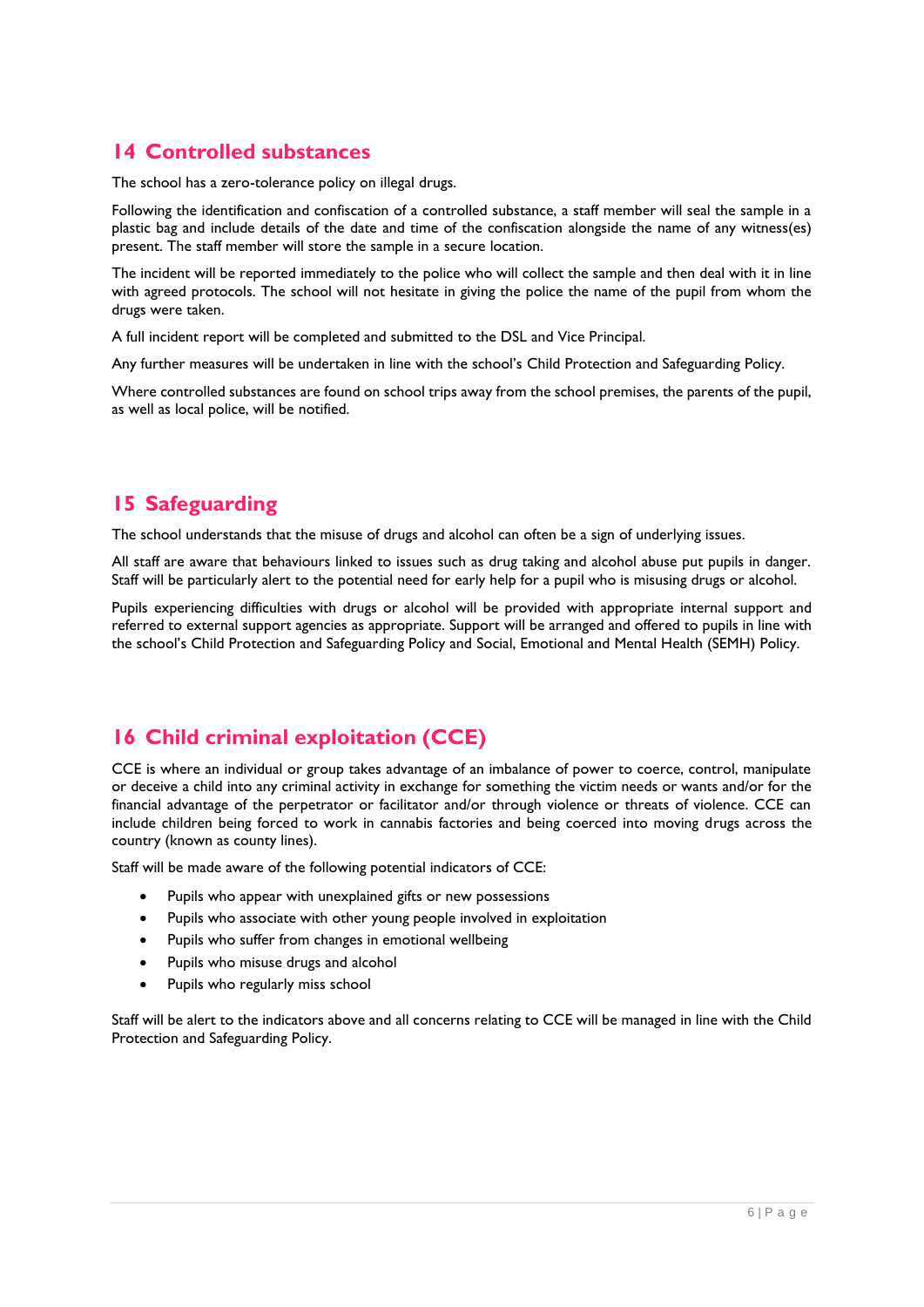## 14 Controlled substances

The school has a zero-tolerance policy on illegal drugs.

Following the identification and confiscation of a controlled substance, a staff member will seal the sample in a plastic bag and include details of the date and time of the confiscation alongside the name of any witness(es) present. The staff member will store the sample in a secure location.

The incident will be reported immediately to the police who will collect the sample and then deal with it in line with agreed protocols. The school will not hesitate in giving the police the name of the pupil from whom the drugs were taken.

A full incident report will be completed and submitted to the DSL and Vice Principal.

Any further measures will be undertaken in line with the school's Child Protection and Safeguarding Policy.

Where controlled substances are found on school trips away from the school premises, the parents of the pupil, as well as local police, will be notified.

## 15 Safeguarding

The school understands that the misuse of drugs and alcohol can often be a sign of underlying issues.

All staff are aware that behaviours linked to issues such as drug taking and alcohol abuse put pupils in danger. Staff will be particularly alert to the potential need for early help for a pupil who is misusing drugs or alcohol.

Pupils experiencing difficulties with drugs or alcohol will be provided with appropriate internal support and referred to external support agencies as appropriate. Support will be arranged and offered to pupils in line with the school's Child Protection and Safeguarding Policy and Social, Emotional and Mental Health (SEMH) Policy.

## 16 Child criminal exploitation (CCE)

CCE is where an individual or group takes advantage of an imbalance of power to coerce, control, manipulate or deceive a child into any criminal activity in exchange for something the victim needs or wants and/or for the financial advantage of the perpetrator or facilitator and/or through violence or threats of violence. CCE can include children being forced to work in cannabis factories and being coerced into moving drugs across the country (known as county lines).

Staff will be made aware of the following potential indicators of CCE:

- Pupils who appear with unexplained gifts or new possessions
- Pupils who associate with other young people involved in exploitation
- Pupils who suffer from changes in emotional wellbeing
- Pupils who misuse drugs and alcohol
- Pupils who regularly miss school

Staff will be alert to the indicators above and all concerns relating to CCE will be managed in line with the Child Protection and Safeguarding Policy.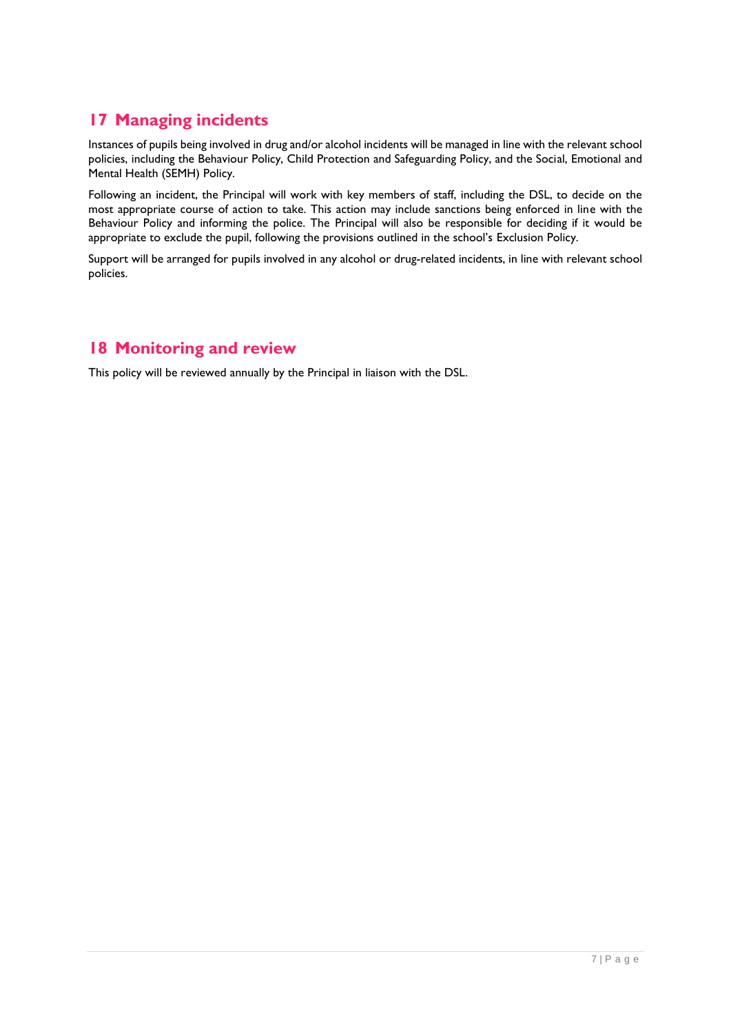## 17 Managing incidents

Instances of pupils being involved in drug and/or alcohol incidents will be managed in line with the relevant school policies, including the Behaviour Policy, Child Protection and Safeguarding Policy, and the Social, Emotional and Mental Health (SEMH) Policy.

Following an incident, the Principal will work with key members of staff, including the DSL, to decide on the most appropriate course of action to take. This action may include sanctions being enforced in line with the Behaviour Policy and informing the police. The Principal will also be responsible for deciding if it would be appropriate to exclude the pupil, following the provisions outlined in the school's Exclusion Policy.

Support will be arranged for pupils involved in any alcohol or drug-related incidents, in line with relevant school policies.

## 18 Monitoring and review

This policy will be reviewed annually by the Principal in liaison with the DSL.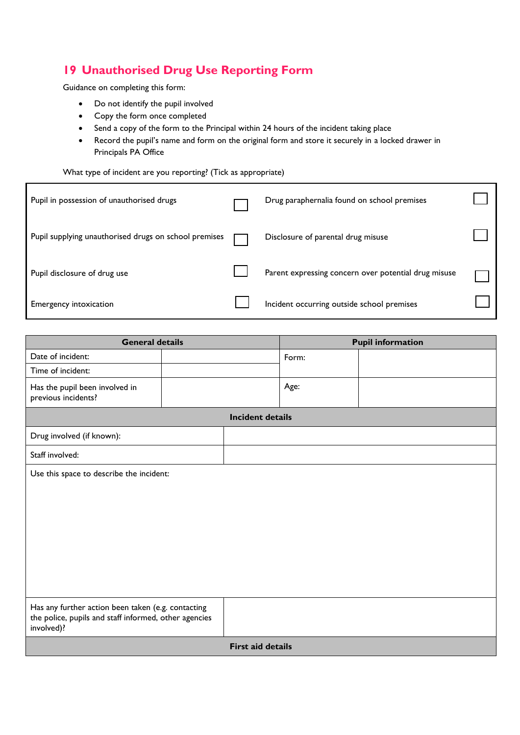## 19 Unauthorised Drug Use Reporting Form

Guidance on completing this form:

- Do not identify the pupil involved
- Copy the form once completed
- Send a copy of the form to the Principal within 24 hours of the incident taking place
- Record the pupil's name and form on the original form and store it securely in a locked drawer in Principals PA Office

What type of incident are you reporting? (Tick as appropriate)

| | | | |
|---|---|---|---|
| Pupil in possession of unauthorised drugs | ☐ | Drug paraphernalia found on school premises | ☐ |
| Pupil supplying unauthorised drugs on school premises | ☐ | Disclosure of parental drug misuse | ☐ |
| Pupil disclosure of drug use | ☐ | Parent expressing concern over potential drug misuse | ☐ |
| Emergency intoxication | ☐ | Incident occurring outside school premises | ☐ |

| **General details** | | **Pupil information** | |
|---|---|---|---|
| Date of incident: | | Form: | |
| Time of incident: | | | |
| Has the pupil been involved in previous incidents? | | Age: | |

| **Incident details** | |
|---|---|
| Drug involved (if known): | |
| Staff involved: | |
| Use this space to describe the incident: | |
| Has any further action been taken (e.g. contacting the police, pupils and staff informed, other agencies involved)? | |
| **First aid details** | |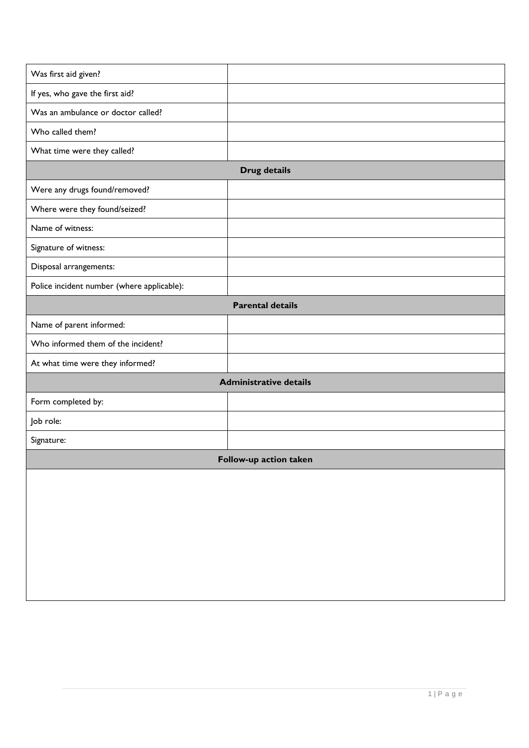| | |
|---|---|
| Was first aid given? | |
| If yes, who gave the first aid? | |
| Was an ambulance or doctor called? | |
| Who called them? | |
| What time were they called? | |
| **Drug details** | |
| Were any drugs found/removed? | |
| Where were they found/seized? | |
| Name of witness: | |
| Signature of witness: | |
| Disposal arrangements: | |
| Police incident number (where applicable): | |
| **Parental details** | |
| Name of parent informed: | |
| Who informed them of the incident? | |
| At what time were they informed? | |
| **Administrative details** | |
| Form completed by: | |
| Job role: | |
| Signature: | |
| **Follow-up action taken** | |
| | |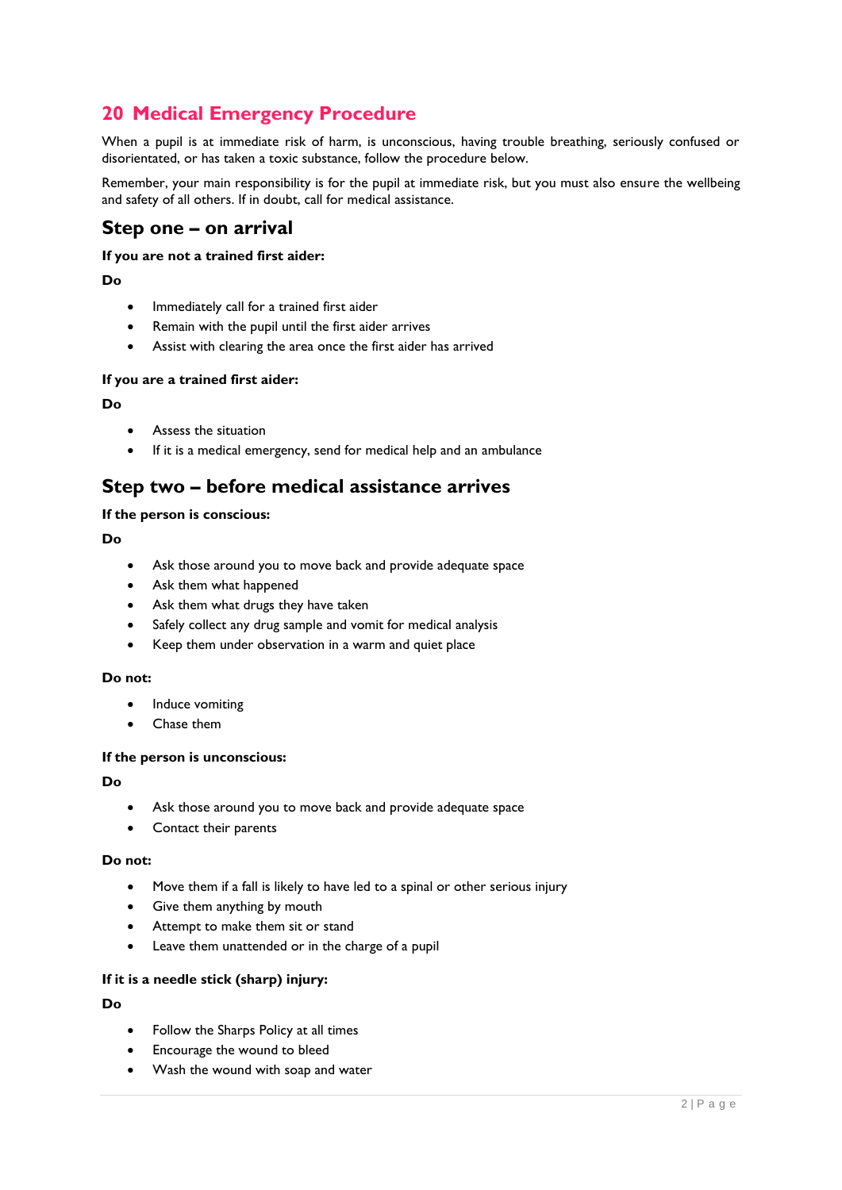# 20 Medical Emergency Procedure

When a pupil is at immediate risk of harm, is unconscious, having trouble breathing, seriously confused or disorientated, or has taken a toxic substance, follow the procedure below.

Remember, your main responsibility is for the pupil at immediate risk, but you must also ensure the wellbeing and safety of all others. If in doubt, call for medical assistance.

## Step one – on arrival

**If you are not a trained first aider:**

**Do**

- Immediately call for a trained first aider
- Remain with the pupil until the first aider arrives
- Assist with clearing the area once the first aider has arrived

**If you are a trained first aider:**

**Do**

- Assess the situation
- If it is a medical emergency, send for medical help and an ambulance

## Step two – before medical assistance arrives

**If the person is conscious:**

**Do**

- Ask those around you to move back and provide adequate space
- Ask them what happened
- Ask them what drugs they have taken
- Safely collect any drug sample and vomit for medical analysis
- Keep them under observation in a warm and quiet place

**Do not:**

- Induce vomiting
- Chase them

**If the person is unconscious:**

**Do**

- Ask those around you to move back and provide adequate space
- Contact their parents

**Do not:**

- Move them if a fall is likely to have led to a spinal or other serious injury
- Give them anything by mouth
- Attempt to make them sit or stand
- Leave them unattended or in the charge of a pupil

**If it is a needle stick (sharp) injury:**

**Do**

- Follow the Sharps Policy at all times
- Encourage the wound to bleed
- Wash the wound with soap and water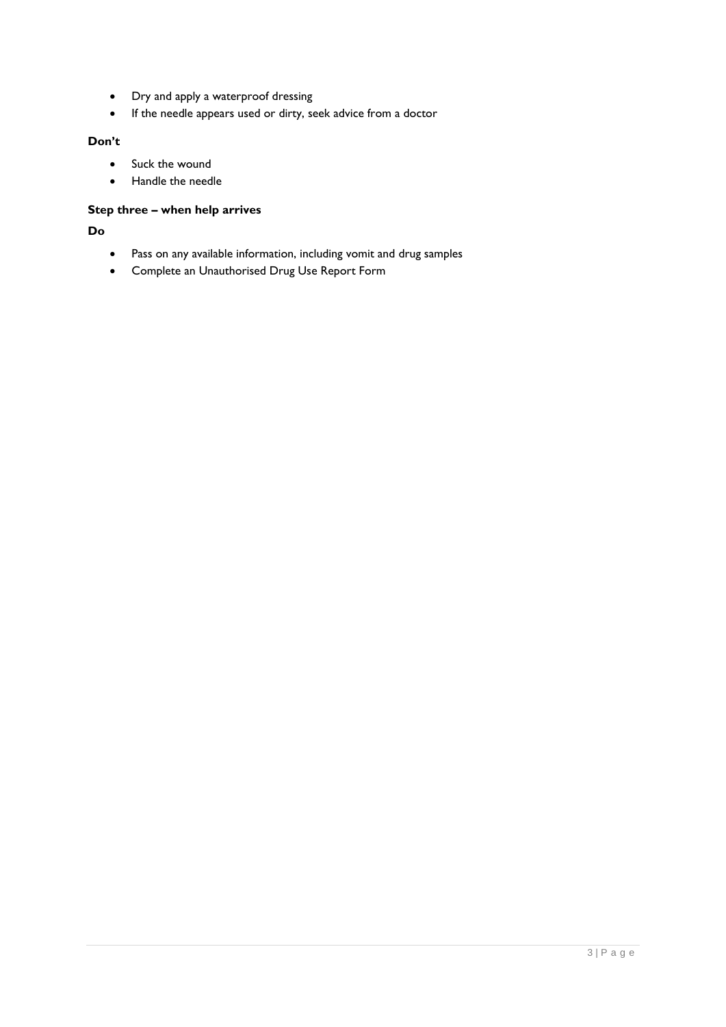- Dry and apply a waterproof dressing
- If the needle appears used or dirty, seek advice from a doctor

**Don't**

- Suck the wound
- Handle the needle

**Step three – when help arrives**

**Do**

- Pass on any available information, including vomit and drug samples
- Complete an Unauthorised Drug Use Report Form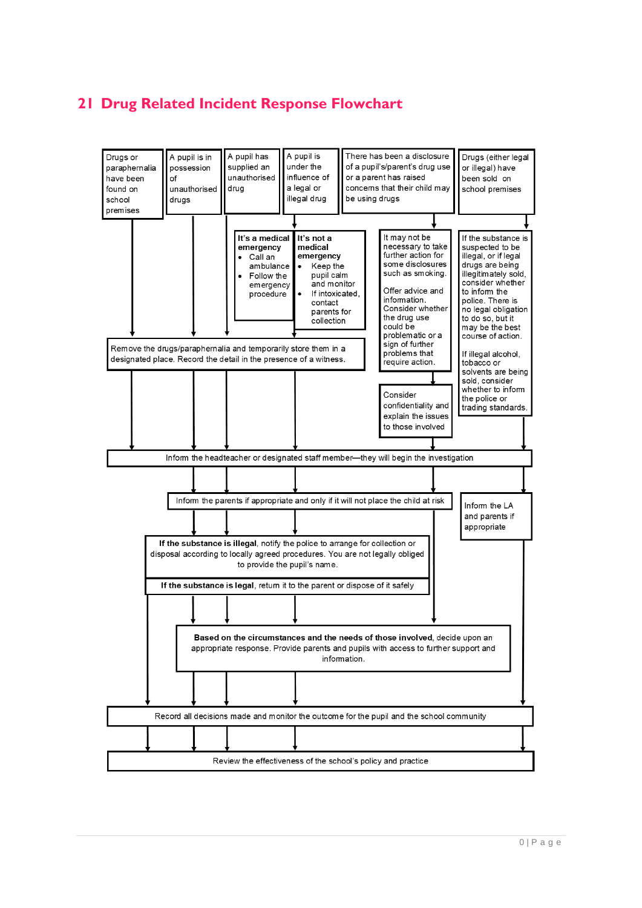# 21 Drug Related Incident Response Flowchart

Drugs or paraphernalia have been found on school premises

A pupil is in possession of unauthorised drugs

A pupil has supplied an unauthorised drug

A pupil is under the influence of a legal or illegal drug

There has been a disclosure of a pupil's/parent's drug use or a parent has raised concerns that their child may be using drugs

Drugs (either legal or illegal) have been sold on school premises

**It's a medical emergency**

- Call an ambulance
- Follow the emergency procedure

**It's not a medical emergency**

- Keep the pupil calm and monitor
- If intoxicated, contact parents for collection

It may not be necessary to take further action for some disclosures such as smoking.

Offer advice and information. Consider whether the drug use could be problematic or a sign of further problems that require action.

If the substance is suspected to be illegal, or if legal drugs are being illegitimately sold, consider whether to inform the police. There is no legal obligation to do so, but it may be the best course of action.

If illegal alcohol, tobacco or solvents are being sold, consider whether to inform the police or trading standards.

Remove the drugs/paraphernalia and temporarily store them in a designated place. Record the detail in the presence of a witness.

Consider confidentiality and explain the issues to those involved

Inform the headteacher or designated staff member—they will begin the investigation

Inform the parents if appropriate and only if it will not place the child at risk

Inform the LA and parents if appropriate

**If the substance is illegal**, notify the police to arrange for collection or disposal according to locally agreed procedures. You are not legally obliged to provide the pupil's name.

**If the substance is legal**, return it to the parent or dispose of it safely

**Based on the circumstances and the needs of those involved**, decide upon an appropriate response. Provide parents and pupils with access to further support and information.

Record all decisions made and monitor the outcome for the pupil and the school community

Review the effectiveness of the school's policy and practice